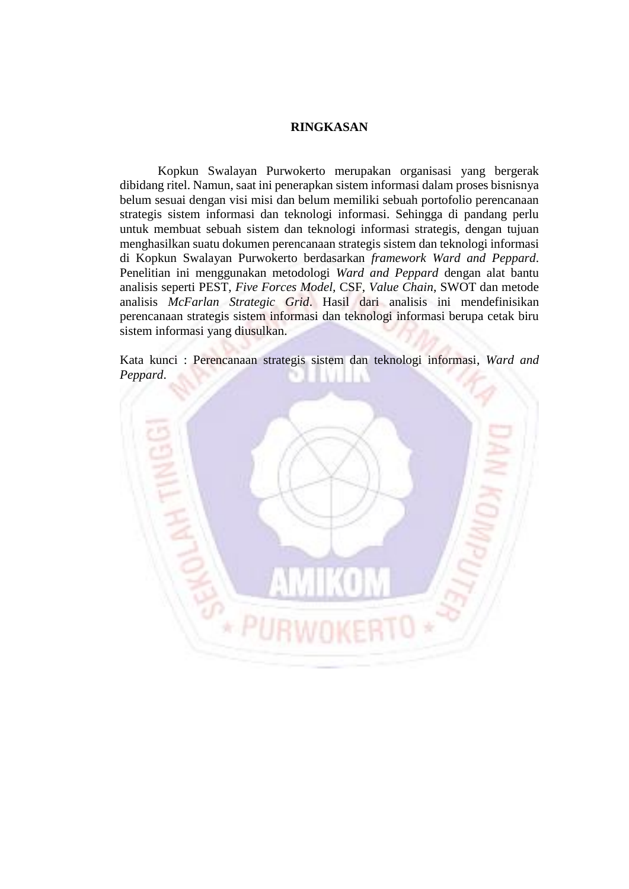# RINGKASAN

Kopkun Swalayan Purwokerto merupakan organisasi yang bergerak dibidang ritel. Namun, saat ini penerapkan sistem informasi dalam proses bisnisnya belum sesuai dengan visi misi dan belum memiliki sebuah portofolio perencanaan strategis sistem informasi dan teknologi informasi. Sehingga di pandang perlu untuk membuat sebuah sistem dan teknologi informasi strategis, dengan tujuan menghasilkan suatu dokumen perencanaan strategis sistem dan teknologi informasi di Kopkun Swalayan Purwokerto berdasarkan *framework Ward and Peppard*. Penelitian ini menggunakan metodologi *Ward and Peppard* dengan alat bantu analisis seperti PEST, *Five Forces Model*, CSF, *Value Chain*, SWOT dan metode analisis *McFarlan Strategic Grid*. Hasil dari analisis ini mendefinisikan perencanaan strategis sistem informasi dan teknologi informasi berupa cetak biru sistem informasi yang diusulkan.

Kata kunci : Perencanaan strategis sistem dan teknologi informasi, *Ward and Peppard*.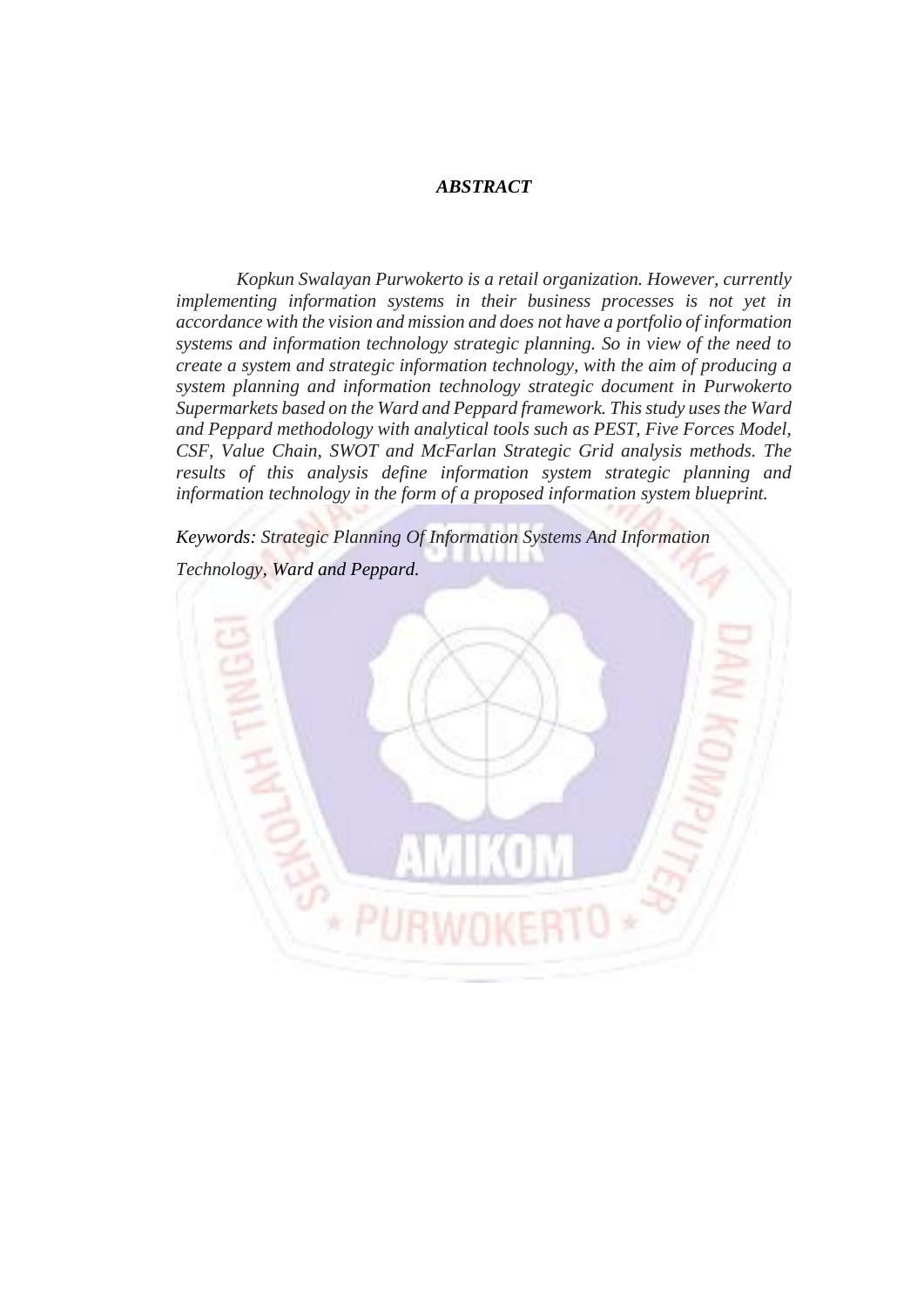# *ABSTRACT*

*Kopkun Swalayan Purwokerto is a retail organization. However, currently implementing information systems in their business processes is not yet in accordance with the vision and mission and does not have a portfolio of information systems and information technology strategic planning. So in view of the need to create a system and strategic information technology, with the aim of producing a system planning and information technology strategic document in Purwokerto Supermarkets based on the Ward and Peppard framework. This study uses the Ward and Peppard methodology with analytical tools such as PEST, Five Forces Model, CSF, Value Chain, SWOT and McFarlan Strategic Grid analysis methods. The results of this analysis define information system strategic planning and information technology in the form of a proposed information system blueprint.*

*Keywords: Strategic Planning Of Information Systems And Information Technology, Ward and Peppard.*